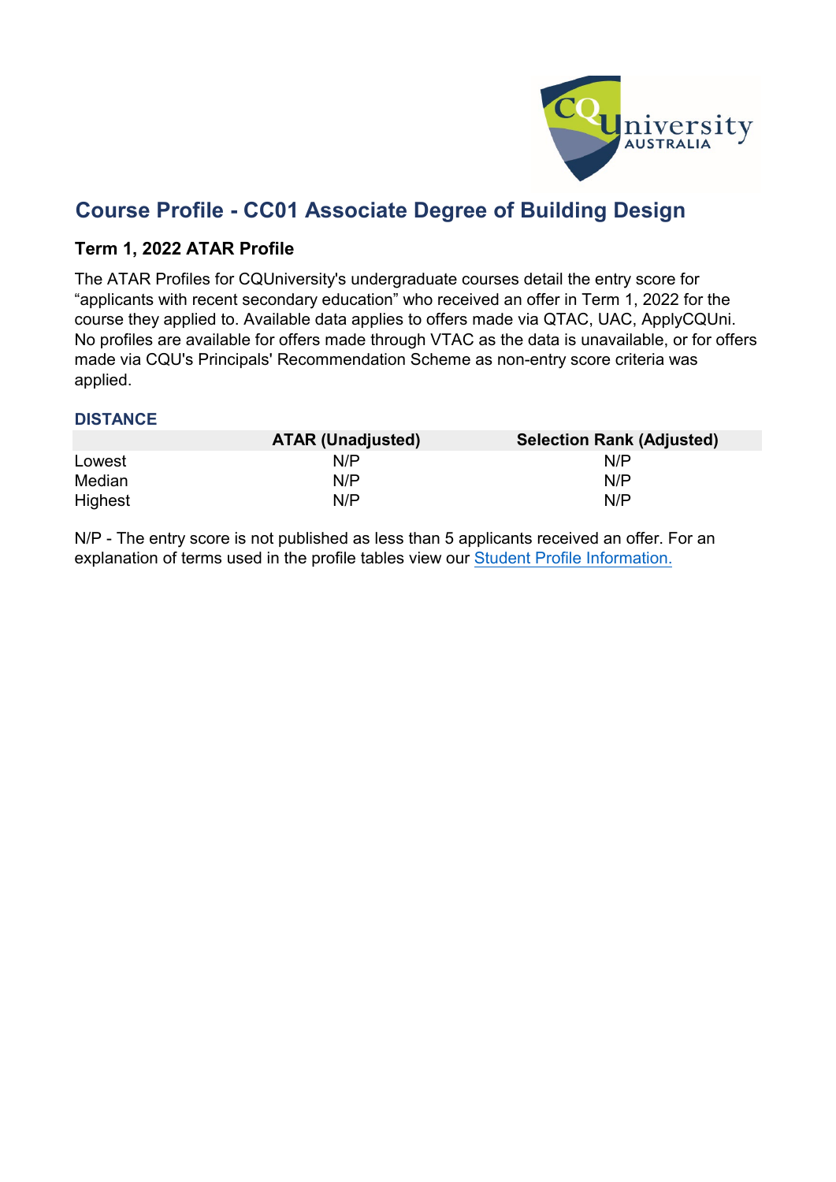# Course Profile - CC01 Associate Degree of Building Design

## Term 1, 2022 ATAR Profile

The ATAR Profiles for CQUniversity's undergraduate courses detail the entry score for "applicants with recent secondary education" who received an offer in Term 1, 2022 for the course they applied to. Available data applies to offers made via QTAC, UAC, ApplyCQUni. No profiles are available for offers made through VTAC as the data is unavailable, or for offers made via CQU's Principals' Recommendation Scheme as non-entry score criteria was applied.

### DISTANCE

| | ATAR (Unadjusted) | Selection Rank (Adjusted) |
|---|---|---|
| Lowest | N/P | N/P |
| Median | N/P | N/P |
| Highest | N/P | N/P |

N/P - The entry score is not published as less than 5 applicants received an offer. For an explanation of terms used in the profile tables view our Student Profile Information.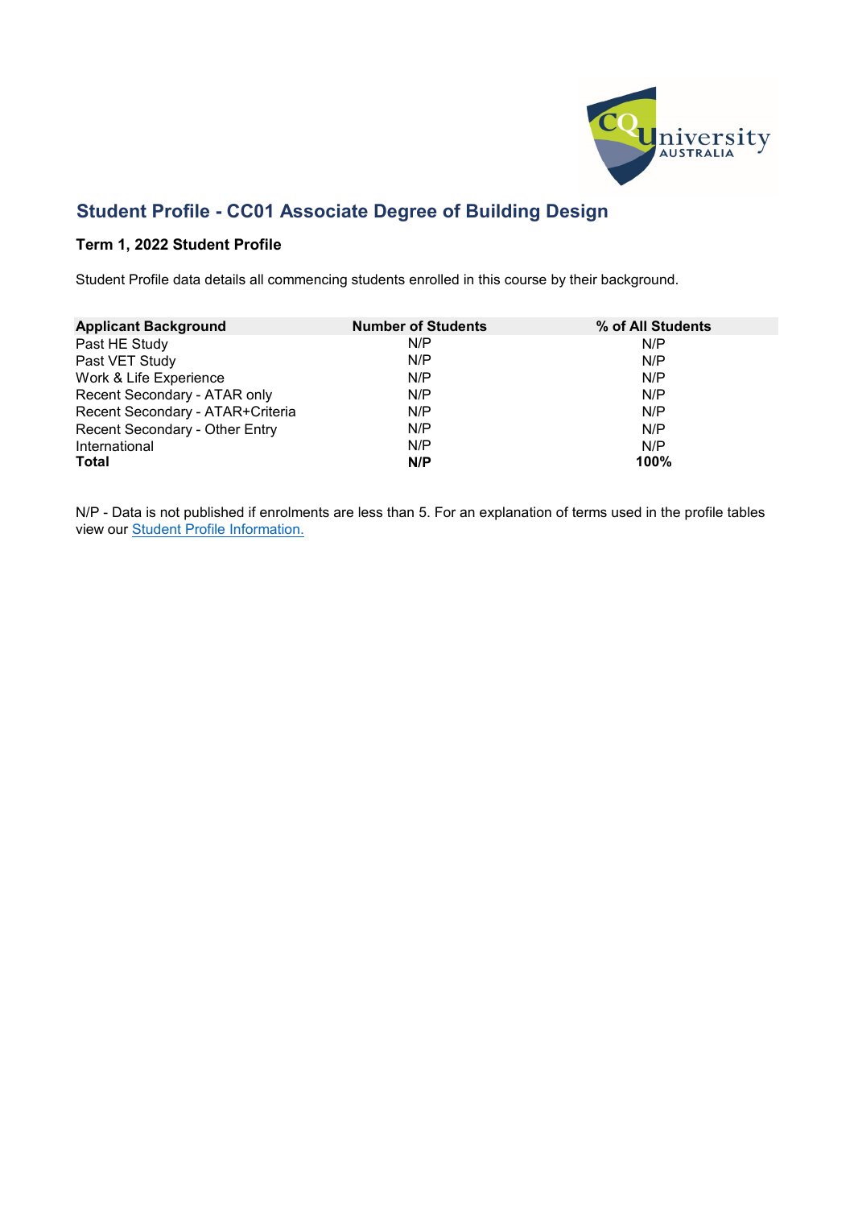## Student Profile - CC01 Associate Degree of Building Design

### Term 1, 2022 Student Profile

Student Profile data details all commencing students enrolled in this course by their background.

| Applicant Background | Number of Students | % of All Students |
|---|---|---|
| Past HE Study | N/P | N/P |
| Past VET Study | N/P | N/P |
| Work & Life Experience | N/P | N/P |
| Recent Secondary - ATAR only | N/P | N/P |
| Recent Secondary - ATAR+Criteria | N/P | N/P |
| Recent Secondary - Other Entry | N/P | N/P |
| International | N/P | N/P |
| **Total** | **N/P** | **100%** |

N/P - Data is not published if enrolments are less than 5. For an explanation of terms used in the profile tables view our Student Profile Information.